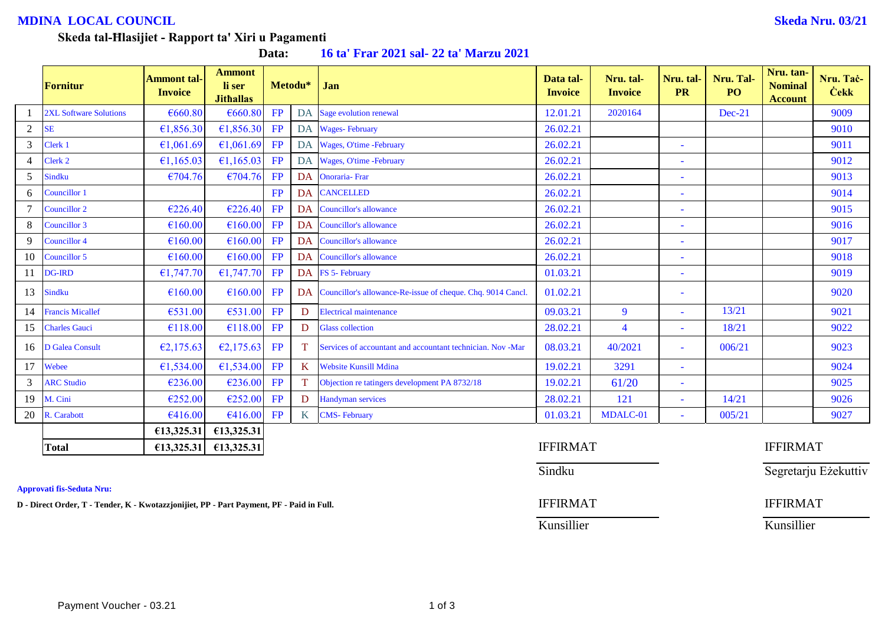**MDINA LOCAL COUNCIL** **Skeda Nru. 03/21**

**Skeda tal-Ħlasijiet - Rapport ta' Xiri u Pagamenti**

**Data: 16 ta' Frar 2021 sal- 22 ta' Marzu 2021**

| | Fornitur | Ammont tal-Invoice | Ammont li ser Jithallas | Metodu* | | Jan | Data tal-Invoice | Nru. tal-Invoice | Nru. tal-PR | Nru. Tal-PO | Nru. tan-Nominal Account | Nru. Taċ-Ċekk |
|---|---|---|---|---|---|---|---|---|---|---|---|---|
| 1 | 2XL Software Solutions | €660.80 | €660.80 | FP | DA | Sage evolution renewal | 12.01.21 | 2020164 | | Dec-21 | | 9009 |
| 2 | SE | €1,856.30 | €1,856.30 | FP | DA | Wages- February | 26.02.21 | | | | | 9010 |
| 3 | Clerk 1 | €1,061.69 | €1,061.69 | FP | DA | Wages, O'time -February | 26.02.21 | | - | | | 9011 |
| 4 | Clerk 2 | €1,165.03 | €1,165.03 | FP | DA | Wages, O'time -February | 26.02.21 | | - | | | 9012 |
| 5 | Sindku | €704.76 | €704.76 | FP | DA | Onoraria- Frar | 26.02.21 | | - | | | 9013 |
| 6 | Councillor 1 | | | FP | DA | CANCELLED | 26.02.21 | | - | | | 9014 |
| 7 | Councillor 2 | €226.40 | €226.40 | FP | DA | Councillor's allowance | 26.02.21 | | - | | | 9015 |
| 8 | Councillor 3 | €160.00 | €160.00 | FP | DA | Councillor's allowance | 26.02.21 | | - | | | 9016 |
| 9 | Councillor 4 | €160.00 | €160.00 | FP | DA | Councillor's allowance | 26.02.21 | | - | | | 9017 |
| 10 | Councillor 5 | €160.00 | €160.00 | FP | DA | Councillor's allowance | 26.02.21 | | - | | | 9018 |
| 11 | DG-IRD | €1,747.70 | €1,747.70 | FP | DA | FS 5- February | 01.03.21 | | - | | | 9019 |
| 13 | Sindku | €160.00 | €160.00 | FP | DA | Councillor's allowance-Re-issue of cheque. Chq. 9014 Cancl. | 01.02.21 | | - | | | 9020 |
| 14 | Francis Micallef | €531.00 | €531.00 | FP | D | Electrical maintenance | 09.03.21 | 9 | - | 13/21 | | 9021 |
| 15 | Charles Gauci | €118.00 | €118.00 | FP | D | Glass collection | 28.02.21 | 4 | - | 18/21 | | 9022 |
| 16 | D Galea Consult | €2,175.63 | €2,175.63 | FP | T | Services of accountant and accountant technician. Nov -Mar | 08.03.21 | 40/2021 | - | 006/21 | | 9023 |
| 17 | Webee | €1,534.00 | €1,534.00 | FP | K | Website Kunsill Mdina | 19.02.21 | 3291 | - | | | 9024 |
| 3 | ARC Studio | €236.00 | €236.00 | FP | T | Objection re tatingers development PA 8732/18 | 19.02.21 | 61/20 | - | | | 9025 |
| 19 | M. Cini | €252.00 | €252.00 | FP | D | Handyman services | 28.02.21 | 121 | - | 14/21 | | 9026 |
| 20 | R. Carabott | €416.00 | €416.00 | FP | K | CMS- February | 01.03.21 | MDALC-01 | - | 005/21 | | 9027 |
| | | €13,325.31 | €13,325.31 | | | | | | | | | |
| | **Total** | **€13,325.31** | **€13,325.31** | | | | | | | | | |

IFFIRMAT ______________ Sindku

IFFIRMAT ______________ Segretarju Eżekuttiv

IFFIRMAT ______________ Kunsillier

IFFIRMAT ______________ Kunsillier

**Approvati fis-Seduta Nru:**

**D - Direct Order, T - Tender, K - Kwotazzjonijiet, PP - Part Payment, PF - Paid in Full.**

Payment Voucher - 03.21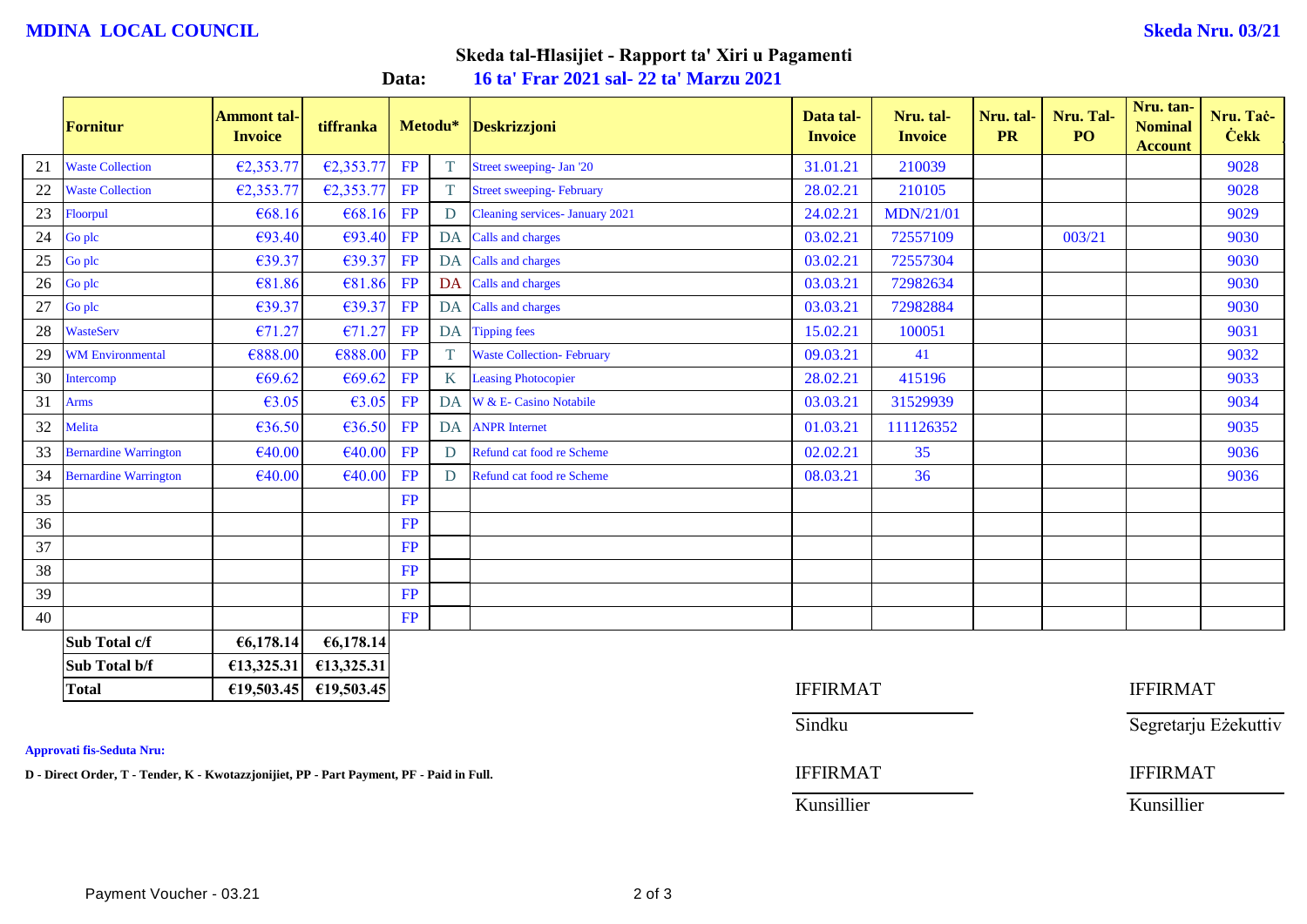**MDINA LOCAL COUNCIL**

**Skeda Nru. 03/21**

## Skeda tal-Ħlasijiet - Rapport ta' Xiri u Pagamenti

**Data: 16 ta' Frar 2021 sal- 22 ta' Marzu 2021**

| | Fornitur | Ammont tal-Invoice | tiffranka | Metodu* | | Deskrizzjoni | Data tal-Invoice | Nru. tal-Invoice | Nru. tal-PR | Nru. Tal-PO | Nru. tan-Nominal Account | Nru. Taċ-Ċekk |
|---|---|---|---|---|---|---|---|---|---|---|---|---|
| 21 | Waste Collection | €2,353.77 | €2,353.77 | FP | T | Street sweeping- Jan '20 | 31.01.21 | 210039 | | | | 9028 |
| 22 | Waste Collection | €2,353.77 | €2,353.77 | FP | T | Street sweeping- February | 28.02.21 | 210105 | | | | 9028 |
| 23 | Floorpul | €68.16 | €68.16 | FP | D | Cleaning services- January 2021 | 24.02.21 | MDN/21/01 | | | | 9029 |
| 24 | Go plc | €93.40 | €93.40 | FP | DA | Calls and charges | 03.02.21 | 72557109 | | 003/21 | | 9030 |
| 25 | Go plc | €39.37 | €39.37 | FP | DA | Calls and charges | 03.02.21 | 72557304 | | | | 9030 |
| 26 | Go plc | €81.86 | €81.86 | FP | DA | Calls and charges | 03.03.21 | 72982634 | | | | 9030 |
| 27 | Go plc | €39.37 | €39.37 | FP | DA | Calls and charges | 03.03.21 | 72982884 | | | | 9030 |
| 28 | WasteServ | €71.27 | €71.27 | FP | DA | Tipping fees | 15.02.21 | 100051 | | | | 9031 |
| 29 | WM Environmental | €888.00 | €888.00 | FP | T | Waste Collection- February | 09.03.21 | 41 | | | | 9032 |
| 30 | Intercomp | €69.62 | €69.62 | FP | K | Leasing Photocopier | 28.02.21 | 415196 | | | | 9033 |
| 31 | Arms | €3.05 | €3.05 | FP | DA | W & E- Casino Notabile | 03.03.21 | 31529939 | | | | 9034 |
| 32 | Melita | €36.50 | €36.50 | FP | DA | ANPR Internet | 01.03.21 | 111126352 | | | | 9035 |
| 33 | Bernardine Warrington | €40.00 | €40.00 | FP | D | Refund cat food re Scheme | 02.02.21 | 35 | | | | 9036 |
| 34 | Bernardine Warrington | €40.00 | €40.00 | FP | D | Refund cat food re Scheme | 08.03.21 | 36 | | | | 9036 |
| 35 | | | | FP | | | | | | | | |
| 36 | | | | FP | | | | | | | | |
| 37 | | | | FP | | | | | | | | |
| 38 | | | | FP | | | | | | | | |
| 39 | | | | FP | | | | | | | | |
| 40 | | | | FP | | | | | | | | |
| | **Sub Total c/f** | **€6,178.14** | **€6,178.14** | | | | | | | | | |
| | **Sub Total b/f** | **€13,325.31** | **€13,325.31** | | | | | | | | | |
| | **Total** | **€19,503.45** | **€19,503.45** | | | | | | | | | |

IFFIRMAT ____________ Sindku

IFFIRMAT ____________ Segretarju Eżekuttiv

IFFIRMAT ____________ Kunsillier

IFFIRMAT ____________ Kunsillier

**Approvati fis-Seduta Nru:**

**D - Direct Order, T - Tender, K - Kwotazzjonijiet, PP - Part Payment, PF - Paid in Full.**

Payment Voucher - 03.21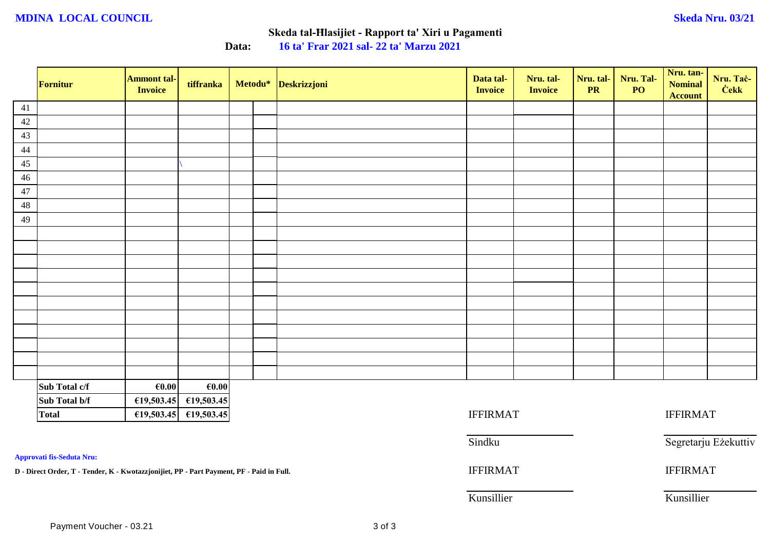**MDINA LOCAL COUNCIL**

**Skeda Nru. 03/21**

**Skeda tal-Ħlasijiet - Rapport ta' Xiri u Pagamenti**

**Data: 16 ta' Frar 2021 sal- 22 ta' Marzu 2021**

| | Fornitur | Ammont tal-Invoice | tiffranka | Metodu* | | Deskrizzjoni | Data tal-Invoice | Nru. tal-Invoice | Nru. tal-PR | Nru. Tal-PO | Nru. tan-Nominal Account | Nru. Taċ-Ċekk |
|---|---|---|---|---|---|---|---|---|---|---|---|---|
| 41 | | | | | | | | | | | | |
| 42 | | | | | | | | | | | | |
| 43 | | | | | | | | | | | | |
| 44 | | | | | | | | | | | | |
| 45 | | | \ | | | | | | | | | |
| 46 | | | | | | | | | | | | |
| 47 | | | | | | | | | | | | |
| 48 | | | | | | | | | | | | |
| 49 | | | | | | | | | | | | |
| | | | | | | | | | | | | |
| | | | | | | | | | | | | |
| | | | | | | | | | | | | |
| | | | | | | | | | | | | |
| | | | | | | | | | | | | |
| | | | | | | | | | | | | |
| | | | | | | | | | | | | |
| | | | | | | | | | | | | |
| | | | | | | | | | | | | |
| | | | | | | | | | | | | |
| | | | | | | | | | | | | |
| | **Sub Total c/f** | **€0.00** | **€0.00** | | | | | | | | | |
| | **Sub Total b/f** | **€19,503.45** | **€19,503.45** | | | | | | | | | |
| | **Total** | **€19,503.45** | **€19,503.45** | | | | | | | | | |

IFFIRMAT

Sindku

IFFIRMAT

Segretarju Eżekuttiv

IFFIRMAT

Kunsillier

IFFIRMAT

Kunsillier

**Approvati fis-Seduta Nru:**

**D - Direct Order, T - Tender, K - Kwotazzjonijiet, PP - Part Payment, PF - Paid in Full.**

Payment Voucher - 03.21